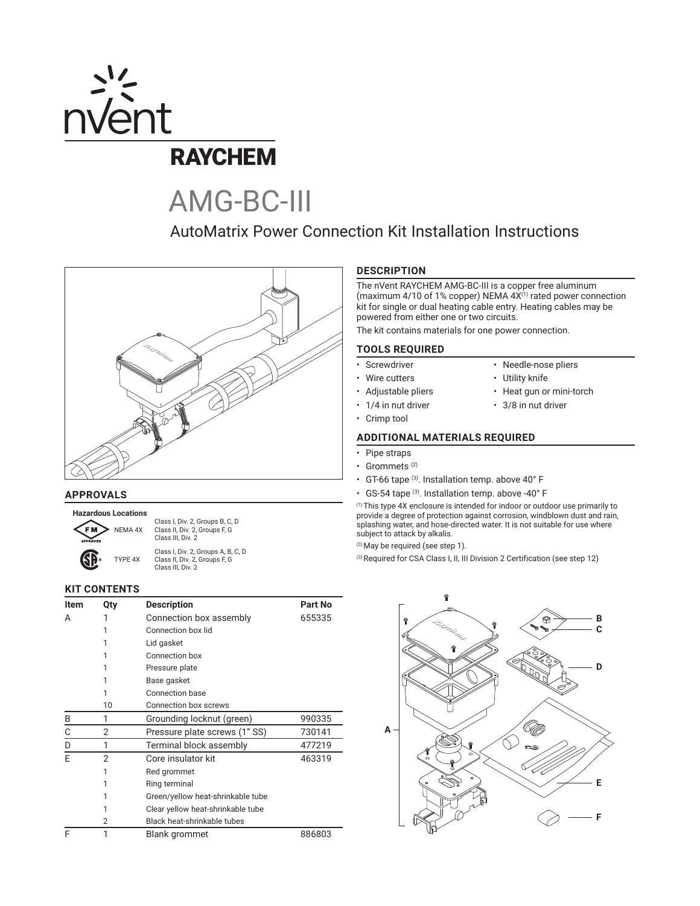# nVent RAYCHEM

# AMG-BC-III

## AutoMatrix Power Connection Kit Installation Instructions

## DESCRIPTION

The nVent RAYCHEM AMG-BC-III is a copper free aluminum (maximum 4/10 of 1% copper) NEMA 4X[1] rated power connection kit for single or dual heating cable entry. Heating cables may be powered from either one or two circuits.

The kit contains materials for one power connection.

## TOOLS REQUIRED

- Screwdriver
- Wire cutters
- Adjustable pliers
- 1/4 in nut driver
- Crimp tool
- Needle-nose pliers
- Utility knife
- Heat gun or mini-torch
- 3/8 in nut driver

## ADDITIONAL MATERIALS REQUIRED

- Pipe straps
- Grommets [2]
- GT-66 tape [3]. Installation temp. above 40° F
- GS-54 tape [3]. Installation temp. above -40° F

[1] This type 4X enclosure is intended for indoor or outdoor use primarily to provide a degree of protection against corrosion, windblown dust and rain, splashing water, and hose-directed water. It is not suitable for use where subject to attack by alkalis.

[2] May be required (see step 1).

[3] Required for CSA Class I, II, III Division 2 Certification (see step 12)

## APPROVALS

**Hazardous Locations**

| | | |
|---|---|---|
| FM APPROVED | NEMA 4X | Class I, Div. 2, Groups B, C, D<br>Class II, Div. 2, Groups F, G<br>Class III, Div. 2 |
| CSA | TYPE 4X | Class I, Div. 2, Groups A, B, C, D<br>Class II, Div. 2, Groups F, G<br>Class III, Div. 2 |

## KIT CONTENTS

| Item | Qty | Description | Part No |
|---|---|---|---|
| A | 1 | Connection box assembly | 655335 |
| | 1 | Connection box lid | |
| | 1 | Lid gasket | |
| | 1 | Connection box | |
| | 1 | Pressure plate | |
| | 1 | Base gasket | |
| | 1 | Connection base | |
| | 10 | Connection box screws | |
| B | 1 | Grounding locknut (green) | 990335 |
| C | 2 | Pressure plate screws (1" SS) | 730141 |
| D | 1 | Terminal block assembly | 477219 |
| E | 2 | Core insulator kit | 463319 |
| | 1 | Red grommet | |
| | 1 | Ring terminal | |
| | 1 | Green/yellow heat-shrinkable tube | |
| | 1 | Clear yellow heat-shrinkable tube | |
| | 2 | Black heat-shrinkable tubes | |
| F | 1 | Blank grommet | 886803 |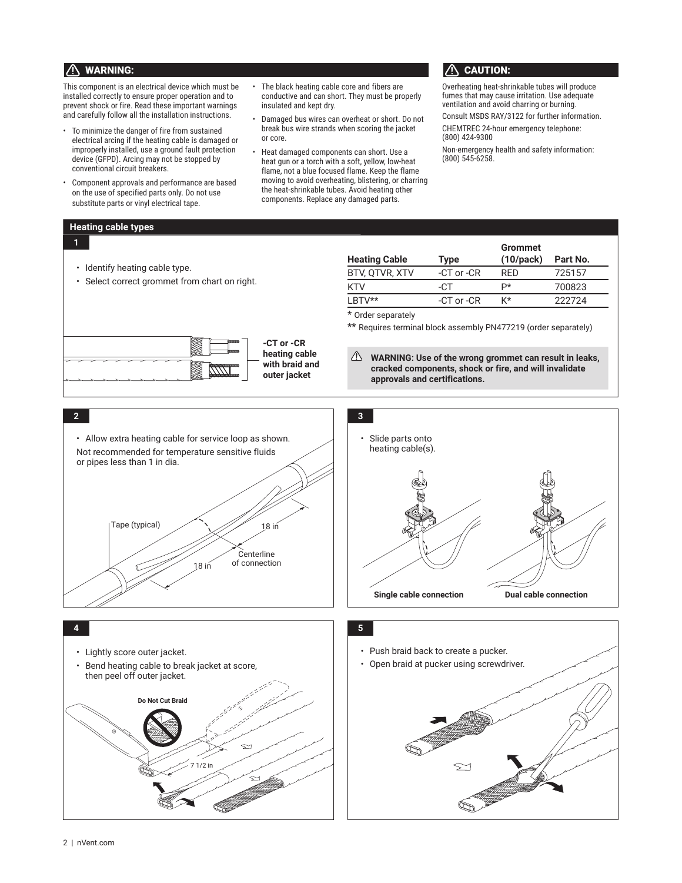## ⚠ WARNING:

This component is an electrical device which must be installed correctly to ensure proper operation and to prevent shock or fire. Read these important warnings and carefully follow all the installation instructions.

- To minimize the danger of fire from sustained electrical arcing if the heating cable is damaged or improperly installed, use a ground fault protection device (GFPD). Arcing may not be stopped by conventional circuit breakers.
- Component approvals and performance are based on the use of specified parts only. Do not use substitute parts or vinyl electrical tape.
- The black heating cable core and fibers are conductive and can short. They must be properly insulated and kept dry.
- Damaged bus wires can overheat or short. Do not break bus wire strands when scoring the jacket or core.
- Heat damaged components can short. Use a heat gun or a torch with a soft, yellow, low-heat flame, not a blue focused flame. Keep the flame moving to avoid overheating, blistering, or charring the heat-shrinkable tubes. Avoid heating other components. Replace any damaged parts.

## ⚠ CAUTION:

Overheating heat-shrinkable tubes will produce fumes that may cause irritation. Use adequate ventilation and avoid charring or burning.

Consult MSDS RAY/3122 for further information.

CHEMTREC 24-hour emergency telephone: (800) 424-9300

Non-emergency health and safety information: (800) 545-6258.

## Heating cable types

### 1

- Identify heating cable type.
- Select correct grommet from chart on right.

-CT or -CR heating cable with braid and outer jacket

| Heating Cable | Type | Grommet (10/pack) | Part No. |
|---|---|---|---|
| BTV, QTVR, XTV | -CT or -CR | RED | 725157 |
| KTV | -CT | P* | 700823 |
| LBTV** | -CT or -CR | K* | 222724 |

* Order separately

** Requires terminal block assembly PN477219 (order separately)

⚠ **WARNING: Use of the wrong grommet can result in leaks, cracked components, shock or fire, and will invalidate approvals and certifications.**

### 2

- Allow extra heating cable for service loop as shown.

Not recommended for temperature sensitive fluids or pipes less than 1 in dia.

Tape (typical)

18 in

Centerline of connection

18 in

### 3

- Slide parts onto heating cable(s).

Single cable connection

Dual cable connection

### 4

- Lightly score outer jacket.
- Bend heating cable to break jacket at score, then peel off outer jacket.

Do Not Cut Braid

7 1/2 in

### 5

- Push braid back to create a pucker.
- Open braid at pucker using screwdriver.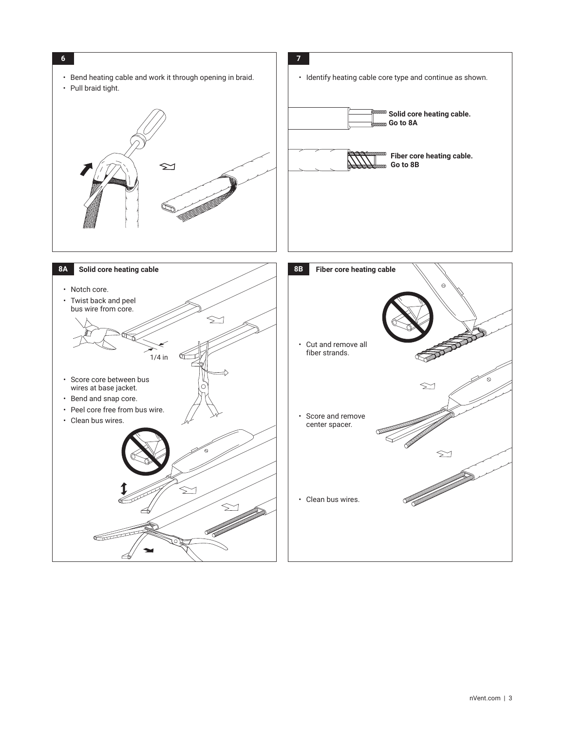## 6

- Bend heating cable and work it through opening in braid.
- Pull braid tight.

## 7

- Identify heating cable core type and continue as shown.

**Solid core heating cable. Go to 8A**

**Fiber core heating cable. Go to 8B**

## 8A Solid core heating cable

- Notch core.
- Twist back and peel bus wire from core.

1/4 in

- Score core between bus wires at base jacket.
- Bend and snap core.
- Peel core free from bus wire.
- Clean bus wires.

## 8B Fiber core heating cable

- Cut and remove all fiber strands.
- Score and remove center spacer.
- Clean bus wires.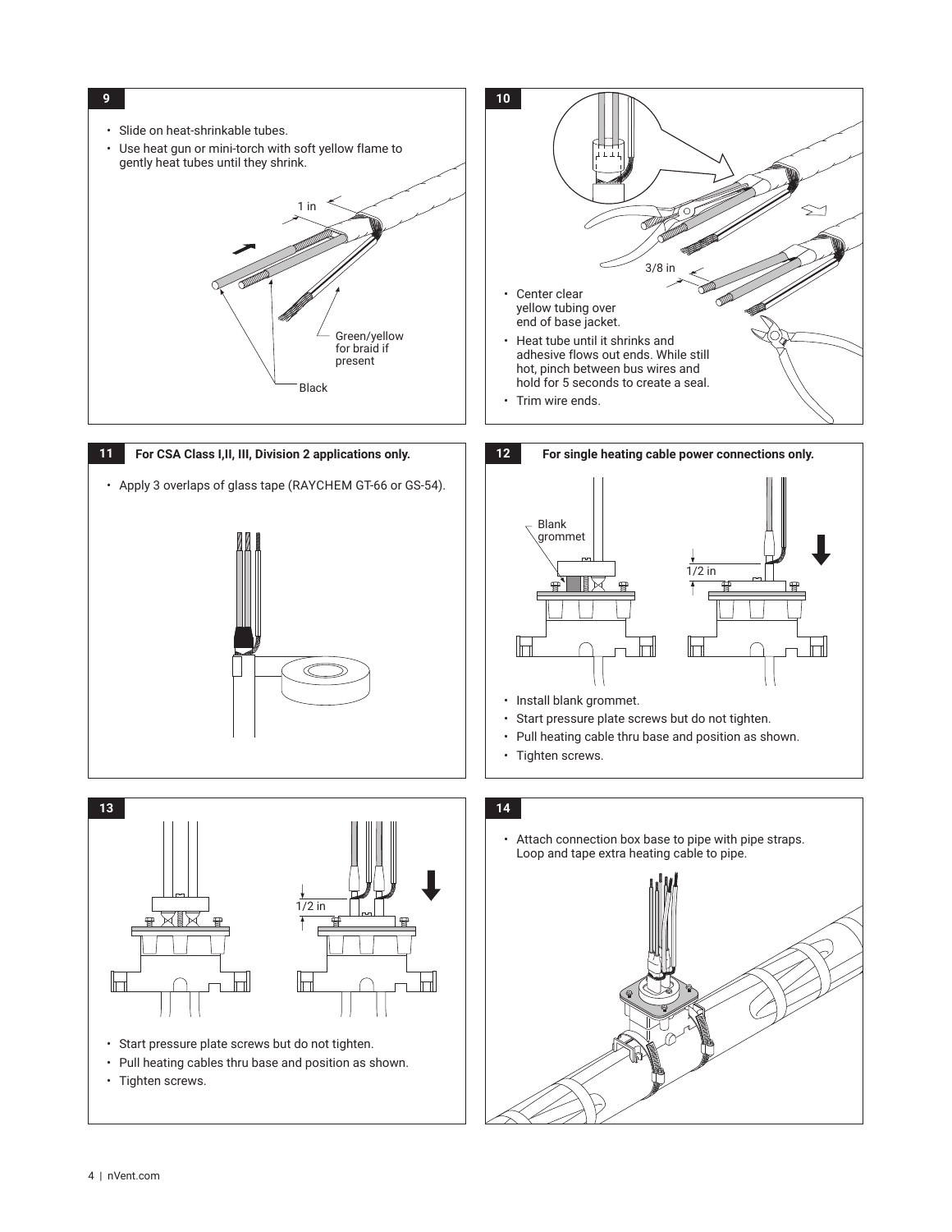## 9

- Slide on heat-shrinkable tubes.
- Use heat gun or mini-torch with soft yellow flame to gently heat tubes until they shrink.

1 in

Green/yellow for braid if present

Black

## 10

3/8 in

- Center clear yellow tubing over end of base jacket.
- Heat tube until it shrinks and adhesive flows out ends. While still hot, pinch between bus wires and hold for 5 seconds to create a seal.
- Trim wire ends.

## 11 For CSA Class I,II, III, Division 2 applications only.

- Apply 3 overlaps of glass tape (RAYCHEM GT-66 or GS-54).

## 12 For single heating cable power connections only.

Blank grommet

1/2 in

- Install blank grommet.
- Start pressure plate screws but do not tighten.
- Pull heating cable thru base and position as shown.
- Tighten screws.

## 13

1/2 in

- Start pressure plate screws but do not tighten.
- Pull heating cables thru base and position as shown.
- Tighten screws.

## 14

- Attach connection box base to pipe with pipe straps. Loop and tape extra heating cable to pipe.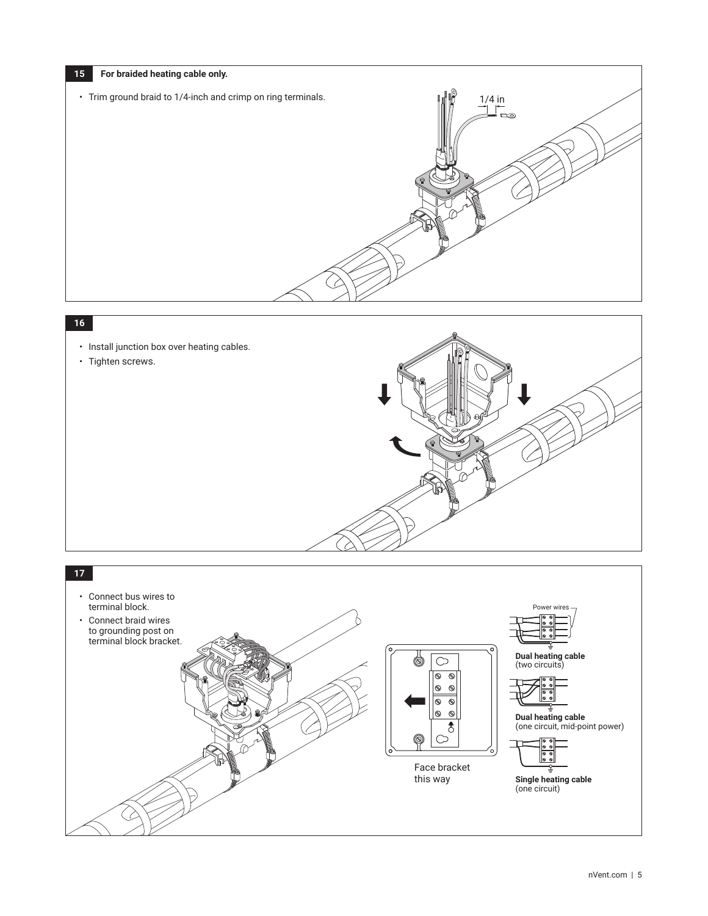**15** **For braided heating cable only.**

- Trim ground braid to 1/4-inch and crimp on ring terminals.

1/4 in

**16**

- Install junction box over heating cables.
- Tighten screws.

**17**

- Connect bus wires to terminal block.
- Connect braid wires to grounding post on terminal block bracket.

Face bracket this way

Power wires

**Dual heating cable** (two circuits)

**Dual heating cable** (one circuit, mid-point power)

**Single heating cable** (one circuit)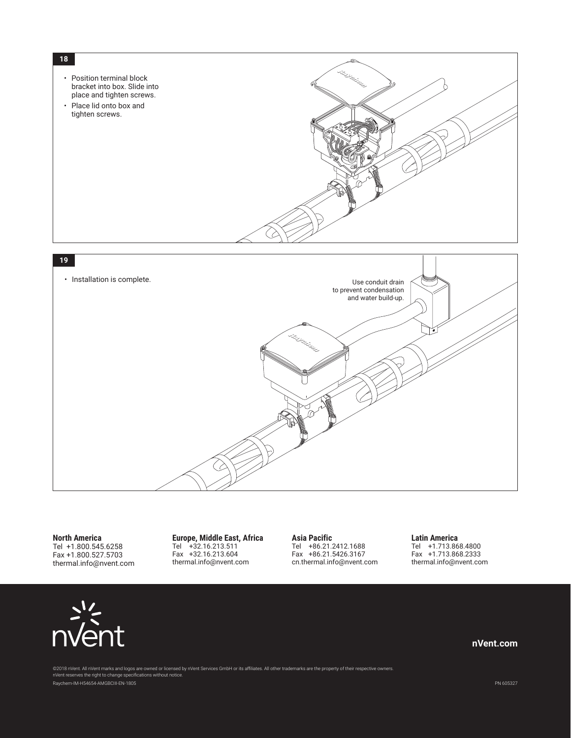**18**

- Position terminal block bracket into box. Slide into place and tighten screws.
- Place lid onto box and tighten screws.

**19**

- Installation is complete.

Use conduit drain to prevent condensation and water build-up.

**North America**
Tel +1.800.545.6258
Fax +1.800.527.5703
thermal.info@nvent.com

**Europe, Middle East, Africa**
Tel +32.16.213.511
Fax +32.16.213.604
thermal.info@nvent.com

**Asia Pacific**
Tel +86.21.2412.1688
Fax +86.21.5426.3167
cn.thermal.info@nvent.com

**Latin America**
Tel +1.713.868.4800
Fax +1.713.868.2333
thermal.info@nvent.com

**nVent.com**

©2018 nVent. All nVent marks and logos are owned or licensed by nVent Services GmbH or its affiliates. All other trademarks are the property of their respective owners.
nVent reserves the right to change specifications without notice.

Raychem-IM-H54654-AMGBCIII-EN-1805

PN 605327